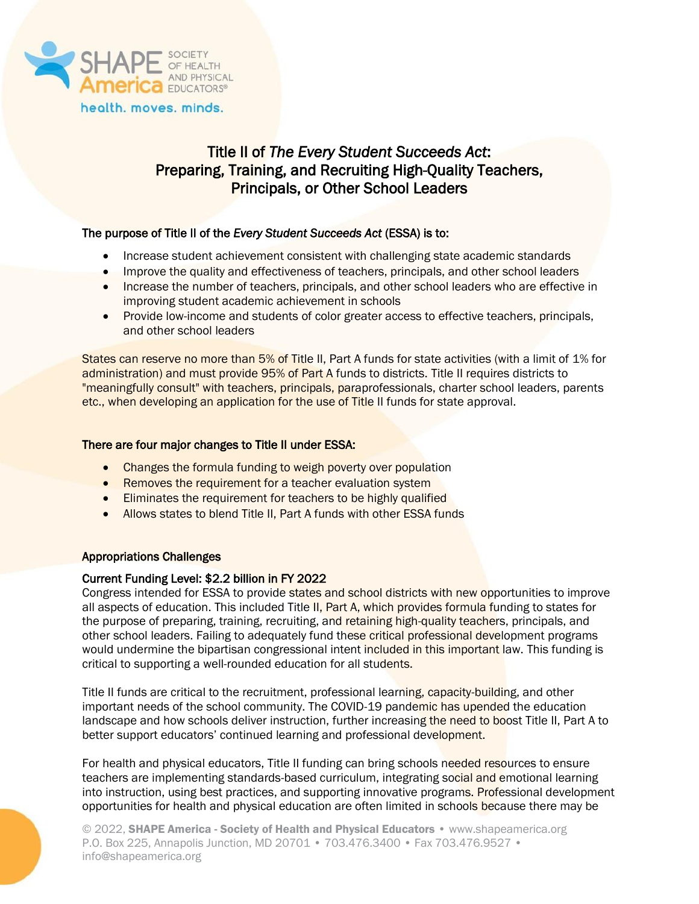SHAPE America SOCIETY OF HEALTH AND PHYSICAL EDUCATORS®

health. moves. minds.

# Title II of *The Every Student Succeeds Act*: Preparing, Training, and Recruiting High-Quality Teachers, Principals, or Other School Leaders

**The purpose of Title II of the *Every Student Succeeds Act* (ESSA) is to:**

- Increase student achievement consistent with challenging state academic standards
- Improve the quality and effectiveness of teachers, principals, and other school leaders
- Increase the number of teachers, principals, and other school leaders who are effective in improving student academic achievement in schools
- Provide low-income and students of color greater access to effective teachers, principals, and other school leaders

States can reserve no more than 5% of Title II, Part A funds for state activities (with a limit of 1% for administration) and must provide 95% of Part A funds to districts. Title II requires districts to "meaningfully consult" with teachers, principals, paraprofessionals, charter school leaders, parents etc., when developing an application for the use of Title II funds for state approval.

**There are four major changes to Title II under ESSA:**

- Changes the formula funding to weigh poverty over population
- Removes the requirement for a teacher evaluation system
- Eliminates the requirement for teachers to be highly qualified
- Allows states to blend Title II, Part A funds with other ESSA funds

## Appropriations Challenges

**Current Funding Level: $2.2 billion in FY 2022**

Congress intended for ESSA to provide states and school districts with new opportunities to improve all aspects of education. This included Title II, Part A, which provides formula funding to states for the purpose of preparing, training, recruiting, and retaining high-quality teachers, principals, and other school leaders. Failing to adequately fund these critical professional development programs would undermine the bipartisan congressional intent included in this important law. This funding is critical to supporting a well-rounded education for all students.

Title II funds are critical to the recruitment, professional learning, capacity-building, and other important needs of the school community. The COVID-19 pandemic has upended the education landscape and how schools deliver instruction, further increasing the need to boost Title II, Part A to better support educators' continued learning and professional development.

For health and physical educators, Title II funding can bring schools needed resources to ensure teachers are implementing standards-based curriculum, integrating social and emotional learning into instruction, using best practices, and supporting innovative programs. Professional development opportunities for health and physical education are often limited in schools because there may be

© 2022, **SHAPE America - Society of Health and Physical Educators** • www.shapeamerica.org
P.O. Box 225, Annapolis Junction, MD 20701 • 703.476.3400 • Fax 703.476.9527 • info@shapeamerica.org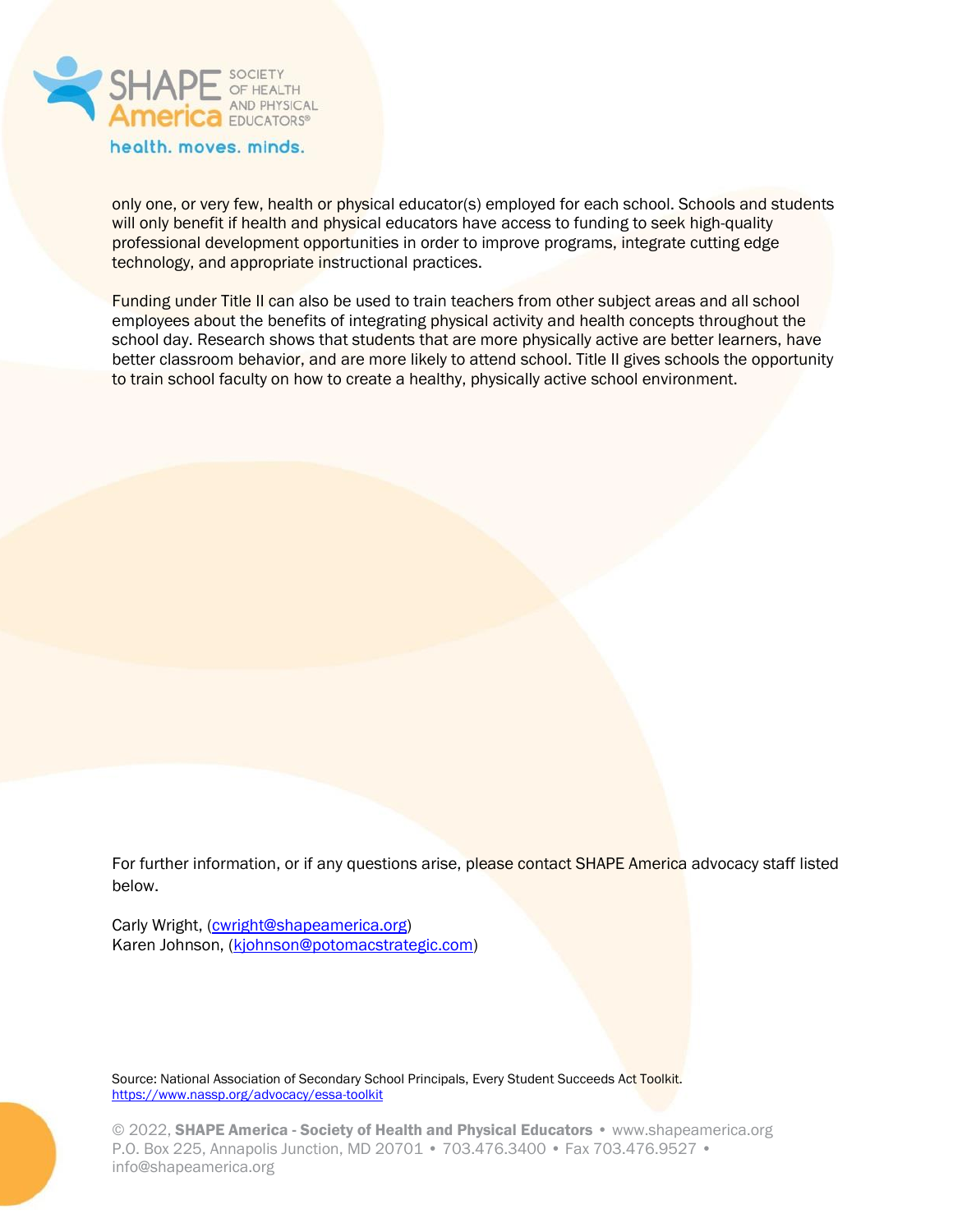only one, or very few, health or physical educator(s) employed for each school. Schools and students will only benefit if health and physical educators have access to funding to seek high-quality professional development opportunities in order to improve programs, integrate cutting edge technology, and appropriate instructional practices.

Funding under Title II can also be used to train teachers from other subject areas and all school employees about the benefits of integrating physical activity and health concepts throughout the school day. Research shows that students that are more physically active are better learners, have better classroom behavior, and are more likely to attend school. Title II gives schools the opportunity to train school faculty on how to create a healthy, physically active school environment.

For further information, or if any questions arise, please contact SHAPE America advocacy staff listed below.

Carly Wright, (cwright@shapeamerica.org)
Karen Johnson, (kjohnson@potomacstrategic.com)

Source: National Association of Secondary School Principals, Every Student Succeeds Act Toolkit. https://www.nassp.org/advocacy/essa-toolkit

© 2022, **SHAPE America - Society of Health and Physical Educators** • www.shapeamerica.org
P.O. Box 225, Annapolis Junction, MD 20701 • 703.476.3400 • Fax 703.476.9527 • info@shapeamerica.org